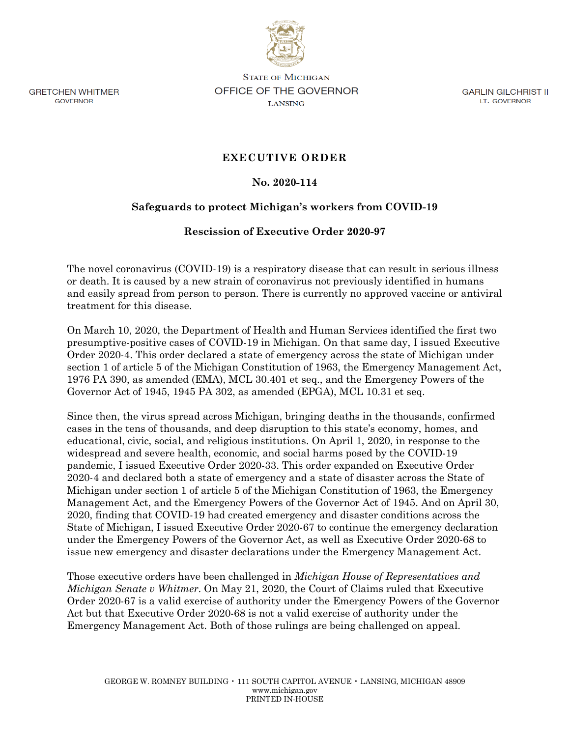STATE OF MICHIGAN
OFFICE OF THE GOVERNOR
LANSING

GRETCHEN WHITMER
GOVERNOR

GARLIN GILCHRIST II
LT. GOVERNOR

# EXECUTIVE ORDER

## No. 2020-114

## Safeguards to protect Michigan's workers from COVID-19

## Rescission of Executive Order 2020-97

The novel coronavirus (COVID-19) is a respiratory disease that can result in serious illness or death. It is caused by a new strain of coronavirus not previously identified in humans and easily spread from person to person. There is currently no approved vaccine or antiviral treatment for this disease.

On March 10, 2020, the Department of Health and Human Services identified the first two presumptive-positive cases of COVID-19 in Michigan. On that same day, I issued Executive Order 2020-4. This order declared a state of emergency across the state of Michigan under section 1 of article 5 of the Michigan Constitution of 1963, the Emergency Management Act, 1976 PA 390, as amended (EMA), MCL 30.401 et seq., and the Emergency Powers of the Governor Act of 1945, 1945 PA 302, as amended (EPGA), MCL 10.31 et seq.

Since then, the virus spread across Michigan, bringing deaths in the thousands, confirmed cases in the tens of thousands, and deep disruption to this state's economy, homes, and educational, civic, social, and religious institutions. On April 1, 2020, in response to the widespread and severe health, economic, and social harms posed by the COVID-19 pandemic, I issued Executive Order 2020-33. This order expanded on Executive Order 2020-4 and declared both a state of emergency and a state of disaster across the State of Michigan under section 1 of article 5 of the Michigan Constitution of 1963, the Emergency Management Act, and the Emergency Powers of the Governor Act of 1945. And on April 30, 2020, finding that COVID-19 had created emergency and disaster conditions across the State of Michigan, I issued Executive Order 2020-67 to continue the emergency declaration under the Emergency Powers of the Governor Act, as well as Executive Order 2020-68 to issue new emergency and disaster declarations under the Emergency Management Act.

Those executive orders have been challenged in *Michigan House of Representatives and Michigan Senate v Whitmer*. On May 21, 2020, the Court of Claims ruled that Executive Order 2020-67 is a valid exercise of authority under the Emergency Powers of the Governor Act but that Executive Order 2020-68 is not a valid exercise of authority under the Emergency Management Act. Both of those rulings are being challenged on appeal.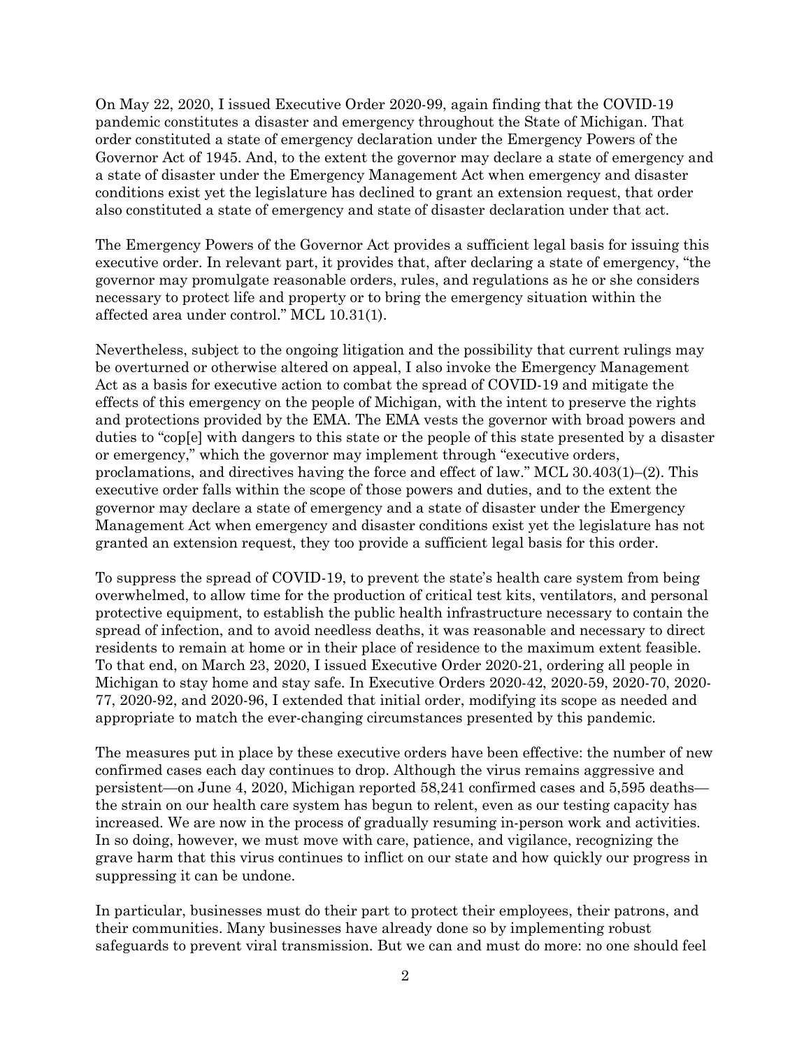On May 22, 2020, I issued Executive Order 2020-99, again finding that the COVID-19 pandemic constitutes a disaster and emergency throughout the State of Michigan. That order constituted a state of emergency declaration under the Emergency Powers of the Governor Act of 1945. And, to the extent the governor may declare a state of emergency and a state of disaster under the Emergency Management Act when emergency and disaster conditions exist yet the legislature has declined to grant an extension request, that order also constituted a state of emergency and state of disaster declaration under that act.

The Emergency Powers of the Governor Act provides a sufficient legal basis for issuing this executive order. In relevant part, it provides that, after declaring a state of emergency, "the governor may promulgate reasonable orders, rules, and regulations as he or she considers necessary to protect life and property or to bring the emergency situation within the affected area under control." MCL 10.31(1).

Nevertheless, subject to the ongoing litigation and the possibility that current rulings may be overturned or otherwise altered on appeal, I also invoke the Emergency Management Act as a basis for executive action to combat the spread of COVID-19 and mitigate the effects of this emergency on the people of Michigan, with the intent to preserve the rights and protections provided by the EMA. The EMA vests the governor with broad powers and duties to "cop[e] with dangers to this state or the people of this state presented by a disaster or emergency," which the governor may implement through "executive orders, proclamations, and directives having the force and effect of law." MCL 30.403(1)–(2). This executive order falls within the scope of those powers and duties, and to the extent the governor may declare a state of emergency and a state of disaster under the Emergency Management Act when emergency and disaster conditions exist yet the legislature has not granted an extension request, they too provide a sufficient legal basis for this order.

To suppress the spread of COVID-19, to prevent the state's health care system from being overwhelmed, to allow time for the production of critical test kits, ventilators, and personal protective equipment, to establish the public health infrastructure necessary to contain the spread of infection, and to avoid needless deaths, it was reasonable and necessary to direct residents to remain at home or in their place of residence to the maximum extent feasible. To that end, on March 23, 2020, I issued Executive Order 2020-21, ordering all people in Michigan to stay home and stay safe. In Executive Orders 2020-42, 2020-59, 2020-70, 2020-77, 2020-92, and 2020-96, I extended that initial order, modifying its scope as needed and appropriate to match the ever-changing circumstances presented by this pandemic.

The measures put in place by these executive orders have been effective: the number of new confirmed cases each day continues to drop. Although the virus remains aggressive and persistent—on June 4, 2020, Michigan reported 58,241 confirmed cases and 5,595 deaths—the strain on our health care system has begun to relent, even as our testing capacity has increased. We are now in the process of gradually resuming in-person work and activities. In so doing, however, we must move with care, patience, and vigilance, recognizing the grave harm that this virus continues to inflict on our state and how quickly our progress in suppressing it can be undone.

In particular, businesses must do their part to protect their employees, their patrons, and their communities. Many businesses have already done so by implementing robust safeguards to prevent viral transmission. But we can and must do more: no one should feel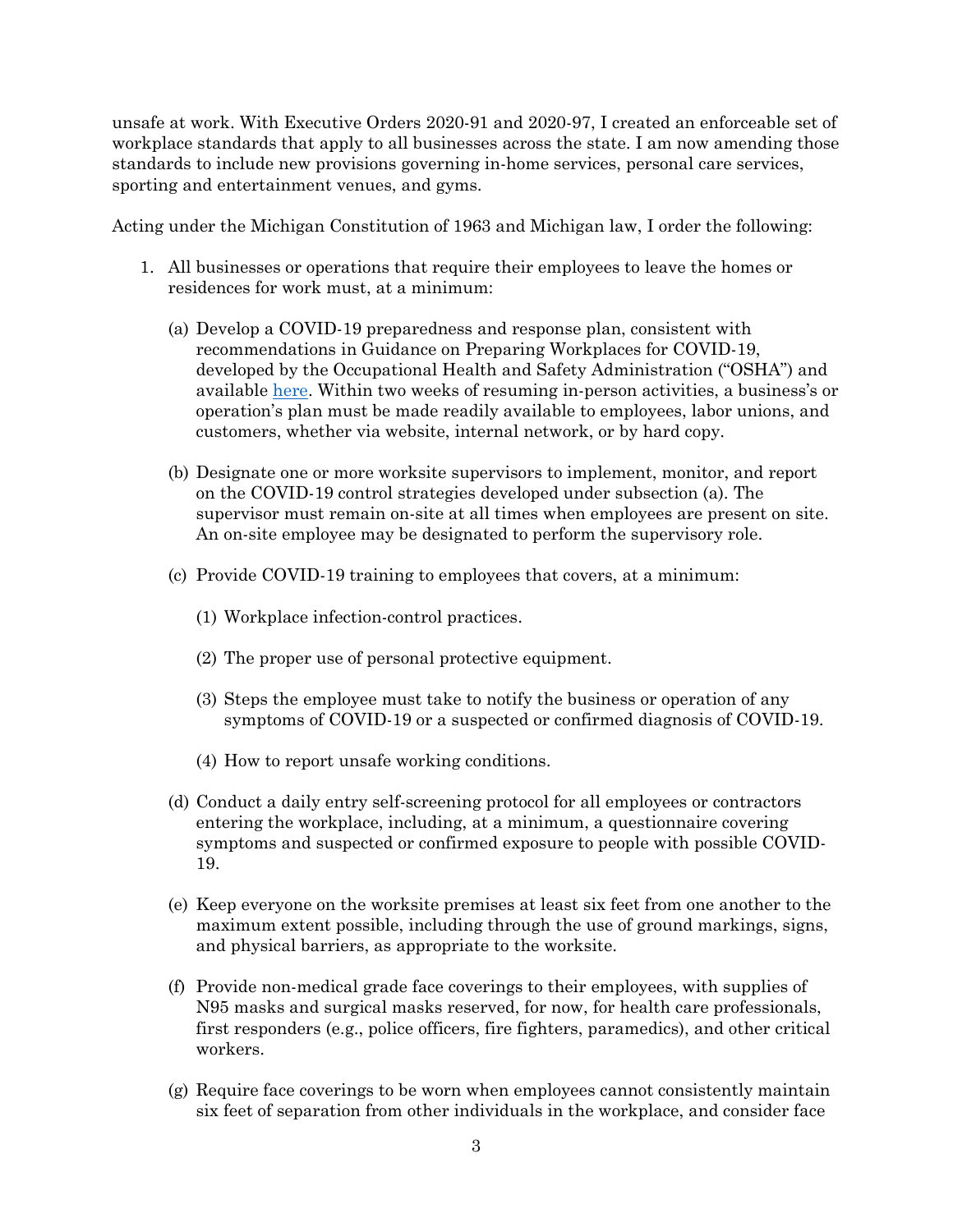unsafe at work. With Executive Orders 2020-91 and 2020-97, I created an enforceable set of workplace standards that apply to all businesses across the state. I am now amending those standards to include new provisions governing in-home services, personal care services, sporting and entertainment venues, and gyms.

Acting under the Michigan Constitution of 1963 and Michigan law, I order the following:

1. All businesses or operations that require their employees to leave the homes or residences for work must, at a minimum:

   (a) Develop a COVID-19 preparedness and response plan, consistent with recommendations in Guidance on Preparing Workplaces for COVID-19, developed by the Occupational Health and Safety Administration ("OSHA") and available here. Within two weeks of resuming in-person activities, a business's or operation's plan must be made readily available to employees, labor unions, and customers, whether via website, internal network, or by hard copy.

   (b) Designate one or more worksite supervisors to implement, monitor, and report on the COVID-19 control strategies developed under subsection (a). The supervisor must remain on-site at all times when employees are present on site. An on-site employee may be designated to perform the supervisory role.

   (c) Provide COVID-19 training to employees that covers, at a minimum:

      (1) Workplace infection-control practices.

      (2) The proper use of personal protective equipment.

      (3) Steps the employee must take to notify the business or operation of any symptoms of COVID-19 or a suspected or confirmed diagnosis of COVID-19.

      (4) How to report unsafe working conditions.

   (d) Conduct a daily entry self-screening protocol for all employees or contractors entering the workplace, including, at a minimum, a questionnaire covering symptoms and suspected or confirmed exposure to people with possible COVID-19.

   (e) Keep everyone on the worksite premises at least six feet from one another to the maximum extent possible, including through the use of ground markings, signs, and physical barriers, as appropriate to the worksite.

   (f) Provide non-medical grade face coverings to their employees, with supplies of N95 masks and surgical masks reserved, for now, for health care professionals, first responders (e.g., police officers, fire fighters, paramedics), and other critical workers.

   (g) Require face coverings to be worn when employees cannot consistently maintain six feet of separation from other individuals in the workplace, and consider face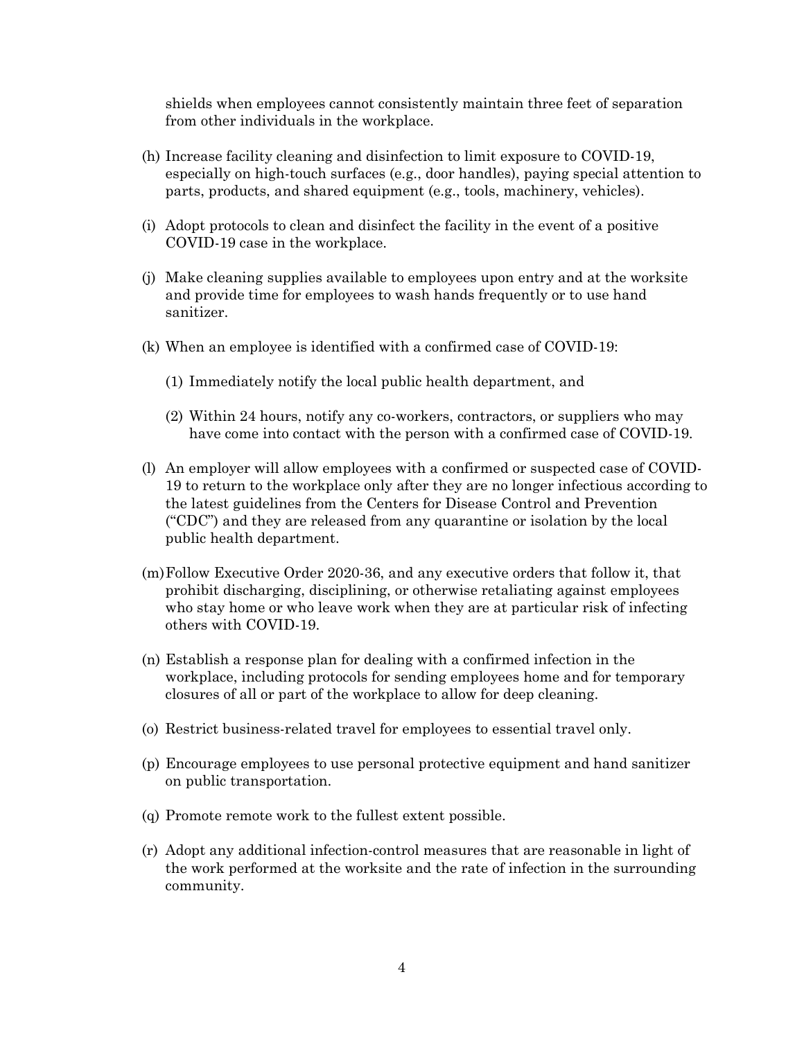shields when employees cannot consistently maintain three feet of separation from other individuals in the workplace.

(h) Increase facility cleaning and disinfection to limit exposure to COVID-19, especially on high-touch surfaces (e.g., door handles), paying special attention to parts, products, and shared equipment (e.g., tools, machinery, vehicles).

(i) Adopt protocols to clean and disinfect the facility in the event of a positive COVID-19 case in the workplace.

(j) Make cleaning supplies available to employees upon entry and at the worksite and provide time for employees to wash hands frequently or to use hand sanitizer.

(k) When an employee is identified with a confirmed case of COVID-19:

  (1) Immediately notify the local public health department, and

  (2) Within 24 hours, notify any co-workers, contractors, or suppliers who may have come into contact with the person with a confirmed case of COVID-19.

(l) An employer will allow employees with a confirmed or suspected case of COVID-19 to return to the workplace only after they are no longer infectious according to the latest guidelines from the Centers for Disease Control and Prevention ("CDC") and they are released from any quarantine or isolation by the local public health department.

(m) Follow Executive Order 2020-36, and any executive orders that follow it, that prohibit discharging, disciplining, or otherwise retaliating against employees who stay home or who leave work when they are at particular risk of infecting others with COVID-19.

(n) Establish a response plan for dealing with a confirmed infection in the workplace, including protocols for sending employees home and for temporary closures of all or part of the workplace to allow for deep cleaning.

(o) Restrict business-related travel for employees to essential travel only.

(p) Encourage employees to use personal protective equipment and hand sanitizer on public transportation.

(q) Promote remote work to the fullest extent possible.

(r) Adopt any additional infection-control measures that are reasonable in light of the work performed at the worksite and the rate of infection in the surrounding community.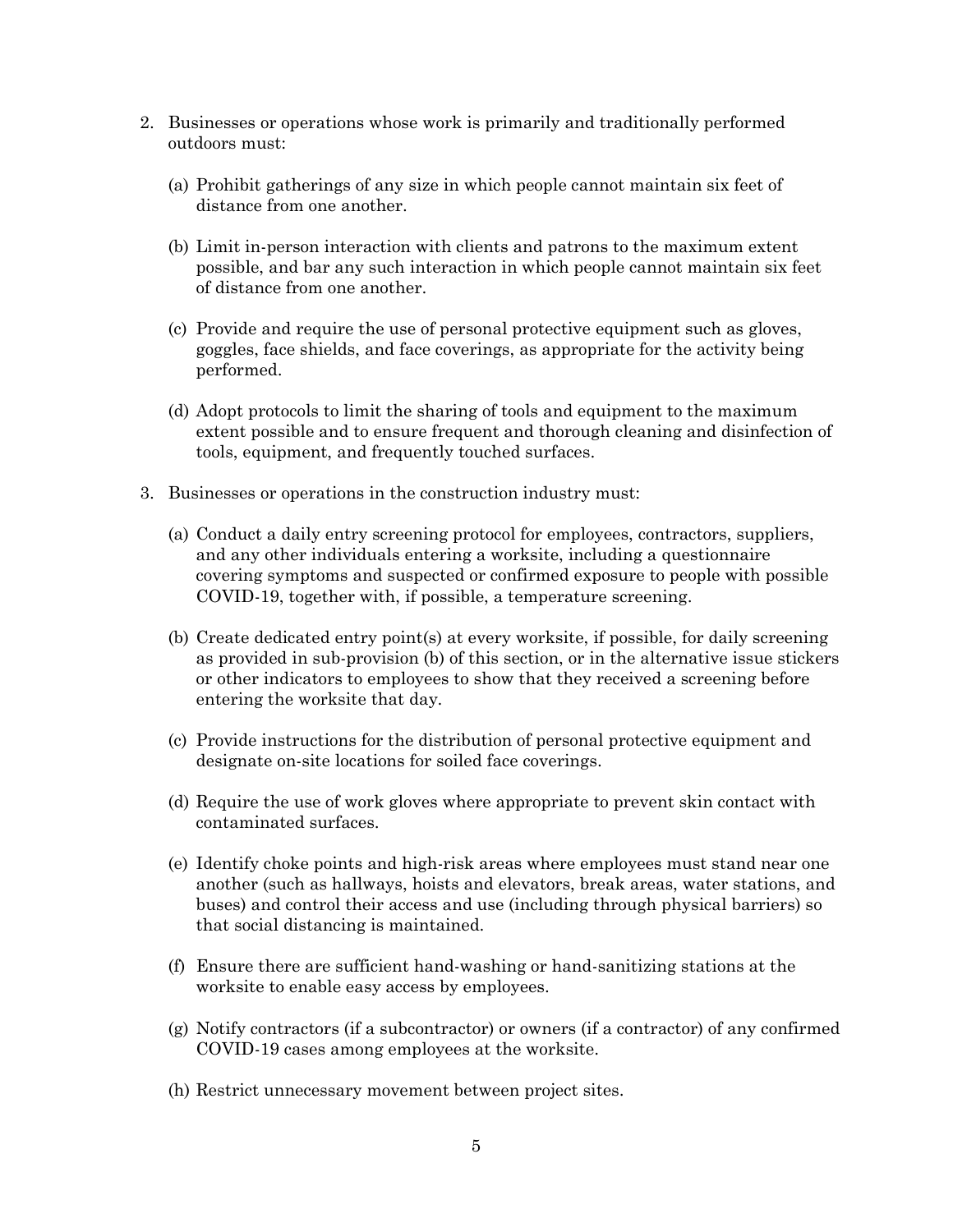2. Businesses or operations whose work is primarily and traditionally performed outdoors must:

   (a) Prohibit gatherings of any size in which people cannot maintain six feet of distance from one another.

   (b) Limit in-person interaction with clients and patrons to the maximum extent possible, and bar any such interaction in which people cannot maintain six feet of distance from one another.

   (c) Provide and require the use of personal protective equipment such as gloves, goggles, face shields, and face coverings, as appropriate for the activity being performed.

   (d) Adopt protocols to limit the sharing of tools and equipment to the maximum extent possible and to ensure frequent and thorough cleaning and disinfection of tools, equipment, and frequently touched surfaces.

3. Businesses or operations in the construction industry must:

   (a) Conduct a daily entry screening protocol for employees, contractors, suppliers, and any other individuals entering a worksite, including a questionnaire covering symptoms and suspected or confirmed exposure to people with possible COVID-19, together with, if possible, a temperature screening.

   (b) Create dedicated entry point(s) at every worksite, if possible, for daily screening as provided in sub-provision (b) of this section, or in the alternative issue stickers or other indicators to employees to show that they received a screening before entering the worksite that day.

   (c) Provide instructions for the distribution of personal protective equipment and designate on-site locations for soiled face coverings.

   (d) Require the use of work gloves where appropriate to prevent skin contact with contaminated surfaces.

   (e) Identify choke points and high-risk areas where employees must stand near one another (such as hallways, hoists and elevators, break areas, water stations, and buses) and control their access and use (including through physical barriers) so that social distancing is maintained.

   (f) Ensure there are sufficient hand-washing or hand-sanitizing stations at the worksite to enable easy access by employees.

   (g) Notify contractors (if a subcontractor) or owners (if a contractor) of any confirmed COVID-19 cases among employees at the worksite.

   (h) Restrict unnecessary movement between project sites.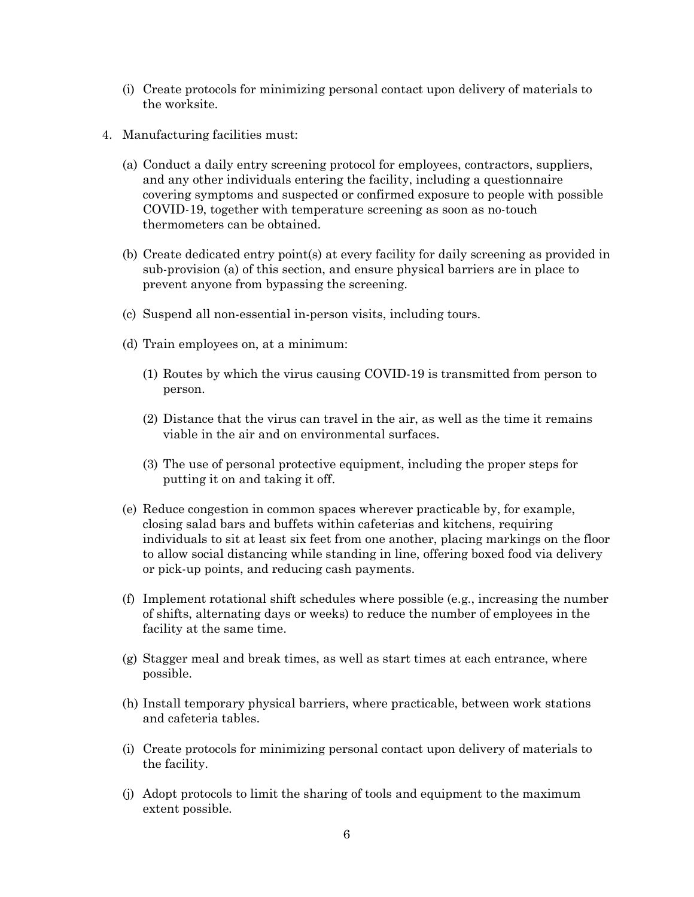(i) Create protocols for minimizing personal contact upon delivery of materials to the worksite.

4. Manufacturing facilities must:

   (a) Conduct a daily entry screening protocol for employees, contractors, suppliers, and any other individuals entering the facility, including a questionnaire covering symptoms and suspected or confirmed exposure to people with possible COVID-19, together with temperature screening as soon as no-touch thermometers can be obtained.

   (b) Create dedicated entry point(s) at every facility for daily screening as provided in sub-provision (a) of this section, and ensure physical barriers are in place to prevent anyone from bypassing the screening.

   (c) Suspend all non-essential in-person visits, including tours.

   (d) Train employees on, at a minimum:

      (1) Routes by which the virus causing COVID-19 is transmitted from person to person.

      (2) Distance that the virus can travel in the air, as well as the time it remains viable in the air and on environmental surfaces.

      (3) The use of personal protective equipment, including the proper steps for putting it on and taking it off.

   (e) Reduce congestion in common spaces wherever practicable by, for example, closing salad bars and buffets within cafeterias and kitchens, requiring individuals to sit at least six feet from one another, placing markings on the floor to allow social distancing while standing in line, offering boxed food via delivery or pick-up points, and reducing cash payments.

   (f) Implement rotational shift schedules where possible (e.g., increasing the number of shifts, alternating days or weeks) to reduce the number of employees in the facility at the same time.

   (g) Stagger meal and break times, as well as start times at each entrance, where possible.

   (h) Install temporary physical barriers, where practicable, between work stations and cafeteria tables.

   (i) Create protocols for minimizing personal contact upon delivery of materials to the facility.

   (j) Adopt protocols to limit the sharing of tools and equipment to the maximum extent possible.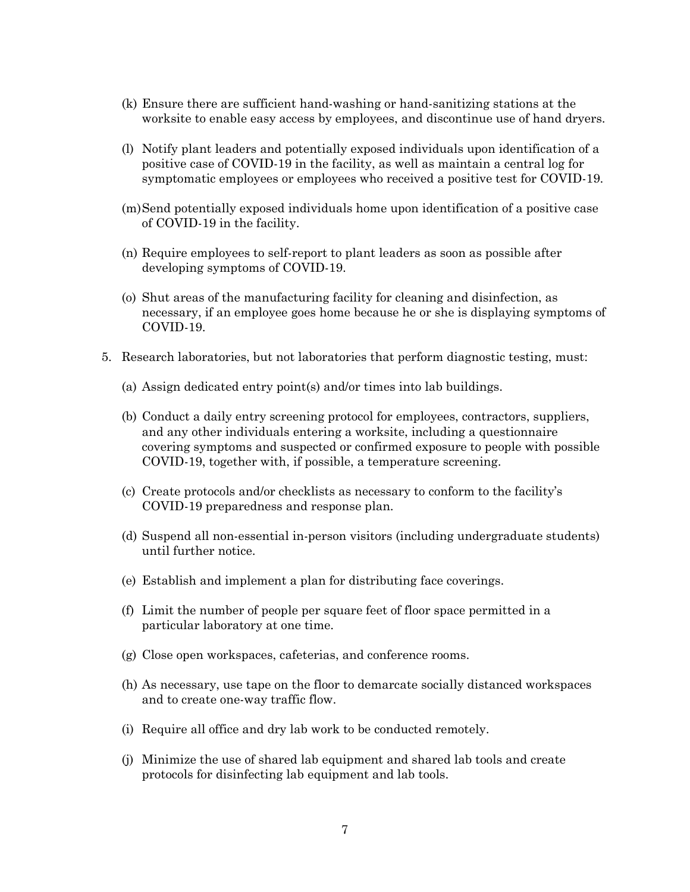(k) Ensure there are sufficient hand-washing or hand-sanitizing stations at the worksite to enable easy access by employees, and discontinue use of hand dryers.

(l) Notify plant leaders and potentially exposed individuals upon identification of a positive case of COVID-19 in the facility, as well as maintain a central log for symptomatic employees or employees who received a positive test for COVID-19.

(m) Send potentially exposed individuals home upon identification of a positive case of COVID-19 in the facility.

(n) Require employees to self-report to plant leaders as soon as possible after developing symptoms of COVID-19.

(o) Shut areas of the manufacturing facility for cleaning and disinfection, as necessary, if an employee goes home because he or she is displaying symptoms of COVID-19.

5. Research laboratories, but not laboratories that perform diagnostic testing, must:

   (a) Assign dedicated entry point(s) and/or times into lab buildings.

   (b) Conduct a daily entry screening protocol for employees, contractors, suppliers, and any other individuals entering a worksite, including a questionnaire covering symptoms and suspected or confirmed exposure to people with possible COVID-19, together with, if possible, a temperature screening.

   (c) Create protocols and/or checklists as necessary to conform to the facility's COVID-19 preparedness and response plan.

   (d) Suspend all non-essential in-person visitors (including undergraduate students) until further notice.

   (e) Establish and implement a plan for distributing face coverings.

   (f) Limit the number of people per square feet of floor space permitted in a particular laboratory at one time.

   (g) Close open workspaces, cafeterias, and conference rooms.

   (h) As necessary, use tape on the floor to demarcate socially distanced workspaces and to create one-way traffic flow.

   (i) Require all office and dry lab work to be conducted remotely.

   (j) Minimize the use of shared lab equipment and shared lab tools and create protocols for disinfecting lab equipment and lab tools.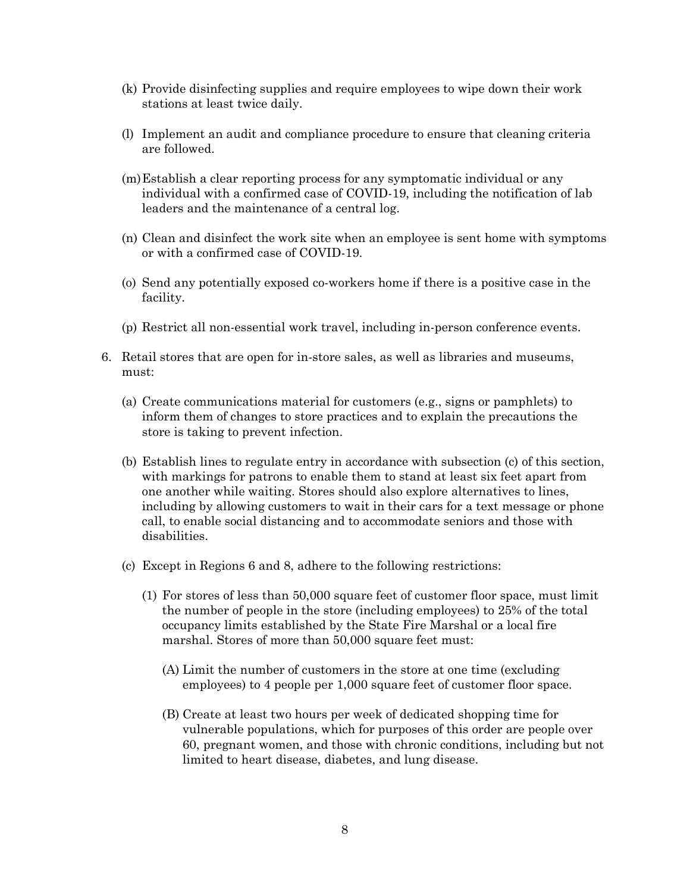(k) Provide disinfecting supplies and require employees to wipe down their work stations at least twice daily.

(l) Implement an audit and compliance procedure to ensure that cleaning criteria are followed.

(m) Establish a clear reporting process for any symptomatic individual or any individual with a confirmed case of COVID-19, including the notification of lab leaders and the maintenance of a central log.

(n) Clean and disinfect the work site when an employee is sent home with symptoms or with a confirmed case of COVID-19.

(o) Send any potentially exposed co-workers home if there is a positive case in the facility.

(p) Restrict all non-essential work travel, including in-person conference events.

6. Retail stores that are open for in-store sales, as well as libraries and museums, must:

   (a) Create communications material for customers (e.g., signs or pamphlets) to inform them of changes to store practices and to explain the precautions the store is taking to prevent infection.

   (b) Establish lines to regulate entry in accordance with subsection (c) of this section, with markings for patrons to enable them to stand at least six feet apart from one another while waiting. Stores should also explore alternatives to lines, including by allowing customers to wait in their cars for a text message or phone call, to enable social distancing and to accommodate seniors and those with disabilities.

   (c) Except in Regions 6 and 8, adhere to the following restrictions:

      (1) For stores of less than 50,000 square feet of customer floor space, must limit the number of people in the store (including employees) to 25% of the total occupancy limits established by the State Fire Marshal or a local fire marshal. Stores of more than 50,000 square feet must:

         (A) Limit the number of customers in the store at one time (excluding employees) to 4 people per 1,000 square feet of customer floor space.

         (B) Create at least two hours per week of dedicated shopping time for vulnerable populations, which for purposes of this order are people over 60, pregnant women, and those with chronic conditions, including but not limited to heart disease, diabetes, and lung disease.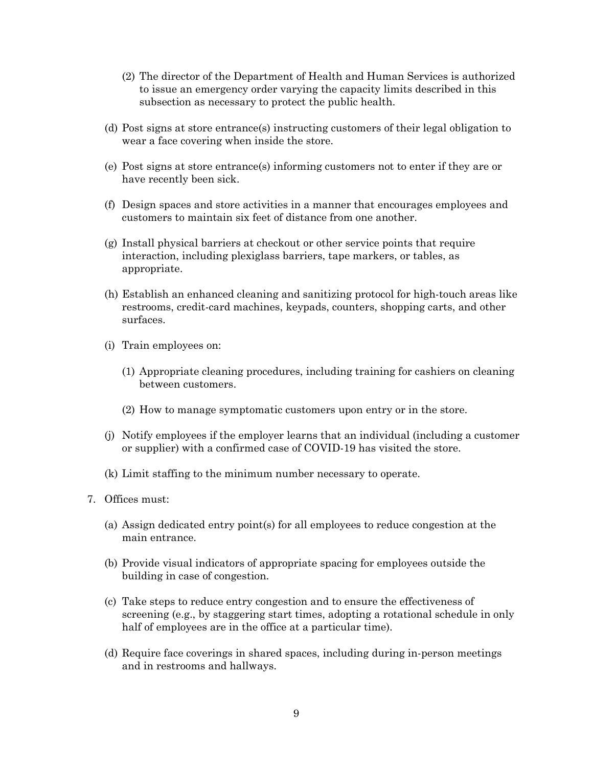(2) The director of the Department of Health and Human Services is authorized to issue an emergency order varying the capacity limits described in this subsection as necessary to protect the public health.

(d) Post signs at store entrance(s) instructing customers of their legal obligation to wear a face covering when inside the store.

(e) Post signs at store entrance(s) informing customers not to enter if they are or have recently been sick.

(f) Design spaces and store activities in a manner that encourages employees and customers to maintain six feet of distance from one another.

(g) Install physical barriers at checkout or other service points that require interaction, including plexiglass barriers, tape markers, or tables, as appropriate.

(h) Establish an enhanced cleaning and sanitizing protocol for high-touch areas like restrooms, credit-card machines, keypads, counters, shopping carts, and other surfaces.

(i) Train employees on:

(1) Appropriate cleaning procedures, including training for cashiers on cleaning between customers.

(2) How to manage symptomatic customers upon entry or in the store.

(j) Notify employees if the employer learns that an individual (including a customer or supplier) with a confirmed case of COVID-19 has visited the store.

(k) Limit staffing to the minimum number necessary to operate.

7. Offices must:

(a) Assign dedicated entry point(s) for all employees to reduce congestion at the main entrance.

(b) Provide visual indicators of appropriate spacing for employees outside the building in case of congestion.

(c) Take steps to reduce entry congestion and to ensure the effectiveness of screening (e.g., by staggering start times, adopting a rotational schedule in only half of employees are in the office at a particular time).

(d) Require face coverings in shared spaces, including during in-person meetings and in restrooms and hallways.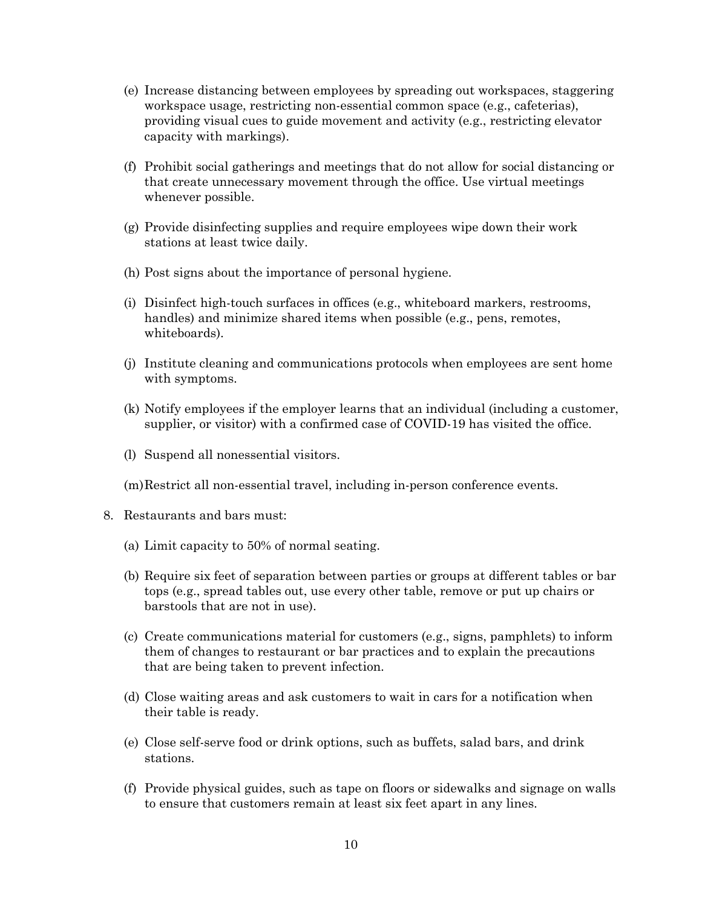(e) Increase distancing between employees by spreading out workspaces, staggering workspace usage, restricting non-essential common space (e.g., cafeterias), providing visual cues to guide movement and activity (e.g., restricting elevator capacity with markings).

(f) Prohibit social gatherings and meetings that do not allow for social distancing or that create unnecessary movement through the office. Use virtual meetings whenever possible.

(g) Provide disinfecting supplies and require employees wipe down their work stations at least twice daily.

(h) Post signs about the importance of personal hygiene.

(i) Disinfect high-touch surfaces in offices (e.g., whiteboard markers, restrooms, handles) and minimize shared items when possible (e.g., pens, remotes, whiteboards).

(j) Institute cleaning and communications protocols when employees are sent home with symptoms.

(k) Notify employees if the employer learns that an individual (including a customer, supplier, or visitor) with a confirmed case of COVID-19 has visited the office.

(l) Suspend all nonessential visitors.

(m) Restrict all non-essential travel, including in-person conference events.

8. Restaurants and bars must:

(a) Limit capacity to 50% of normal seating.

(b) Require six feet of separation between parties or groups at different tables or bar tops (e.g., spread tables out, use every other table, remove or put up chairs or barstools that are not in use).

(c) Create communications material for customers (e.g., signs, pamphlets) to inform them of changes to restaurant or bar practices and to explain the precautions that are being taken to prevent infection.

(d) Close waiting areas and ask customers to wait in cars for a notification when their table is ready.

(e) Close self-serve food or drink options, such as buffets, salad bars, and drink stations.

(f) Provide physical guides, such as tape on floors or sidewalks and signage on walls to ensure that customers remain at least six feet apart in any lines.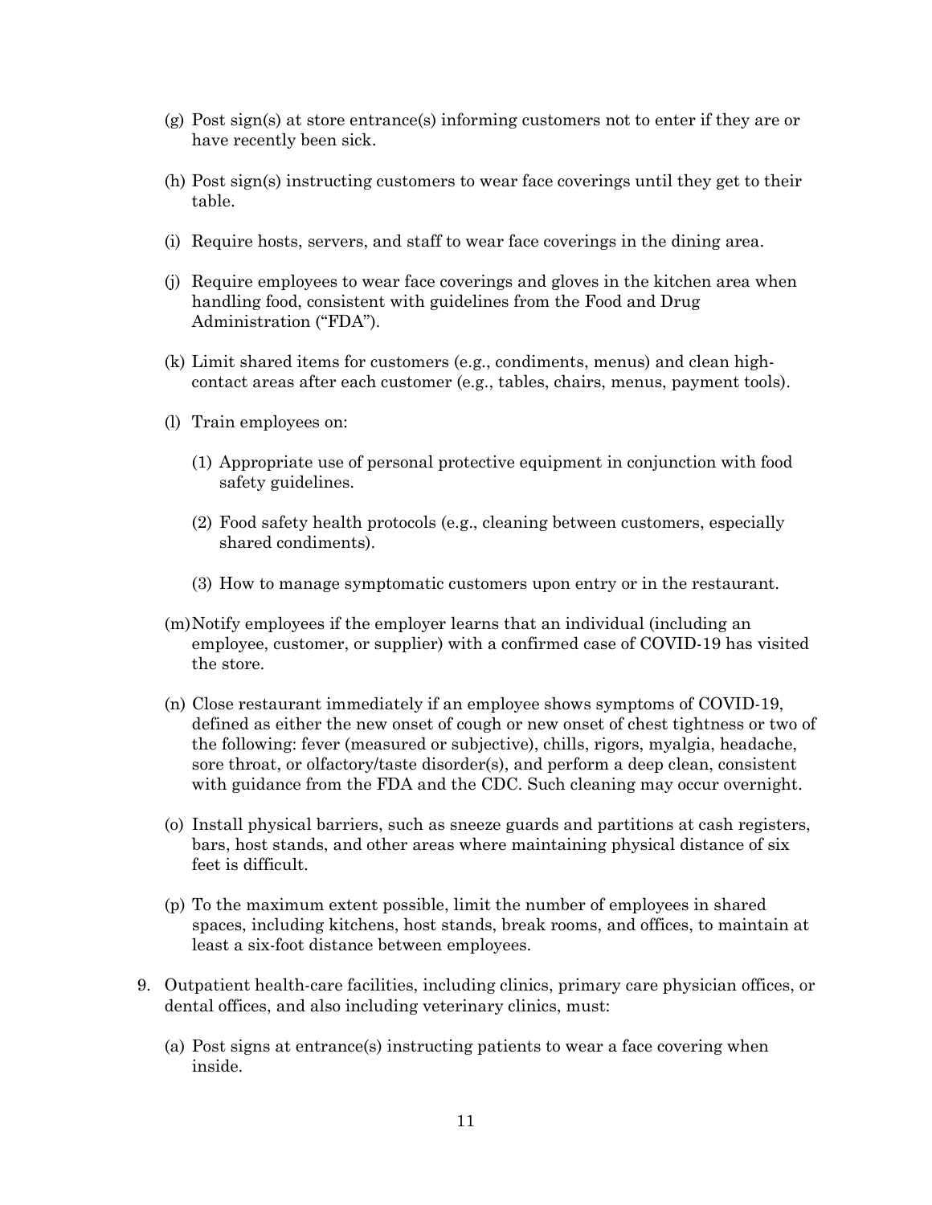(g) Post sign(s) at store entrance(s) informing customers not to enter if they are or have recently been sick.

(h) Post sign(s) instructing customers to wear face coverings until they get to their table.

(i) Require hosts, servers, and staff to wear face coverings in the dining area.

(j) Require employees to wear face coverings and gloves in the kitchen area when handling food, consistent with guidelines from the Food and Drug Administration ("FDA").

(k) Limit shared items for customers (e.g., condiments, menus) and clean high-contact areas after each customer (e.g., tables, chairs, menus, payment tools).

(l) Train employees on:

  (1) Appropriate use of personal protective equipment in conjunction with food safety guidelines.

  (2) Food safety health protocols (e.g., cleaning between customers, especially shared condiments).

  (3) How to manage symptomatic customers upon entry or in the restaurant.

(m) Notify employees if the employer learns that an individual (including an employee, customer, or supplier) with a confirmed case of COVID-19 has visited the store.

(n) Close restaurant immediately if an employee shows symptoms of COVID-19, defined as either the new onset of cough or new onset of chest tightness or two of the following: fever (measured or subjective), chills, rigors, myalgia, headache, sore throat, or olfactory/taste disorder(s), and perform a deep clean, consistent with guidance from the FDA and the CDC. Such cleaning may occur overnight.

(o) Install physical barriers, such as sneeze guards and partitions at cash registers, bars, host stands, and other areas where maintaining physical distance of six feet is difficult.

(p) To the maximum extent possible, limit the number of employees in shared spaces, including kitchens, host stands, break rooms, and offices, to maintain at least a six-foot distance between employees.

9. Outpatient health-care facilities, including clinics, primary care physician offices, or dental offices, and also including veterinary clinics, must:

  (a) Post signs at entrance(s) instructing patients to wear a face covering when inside.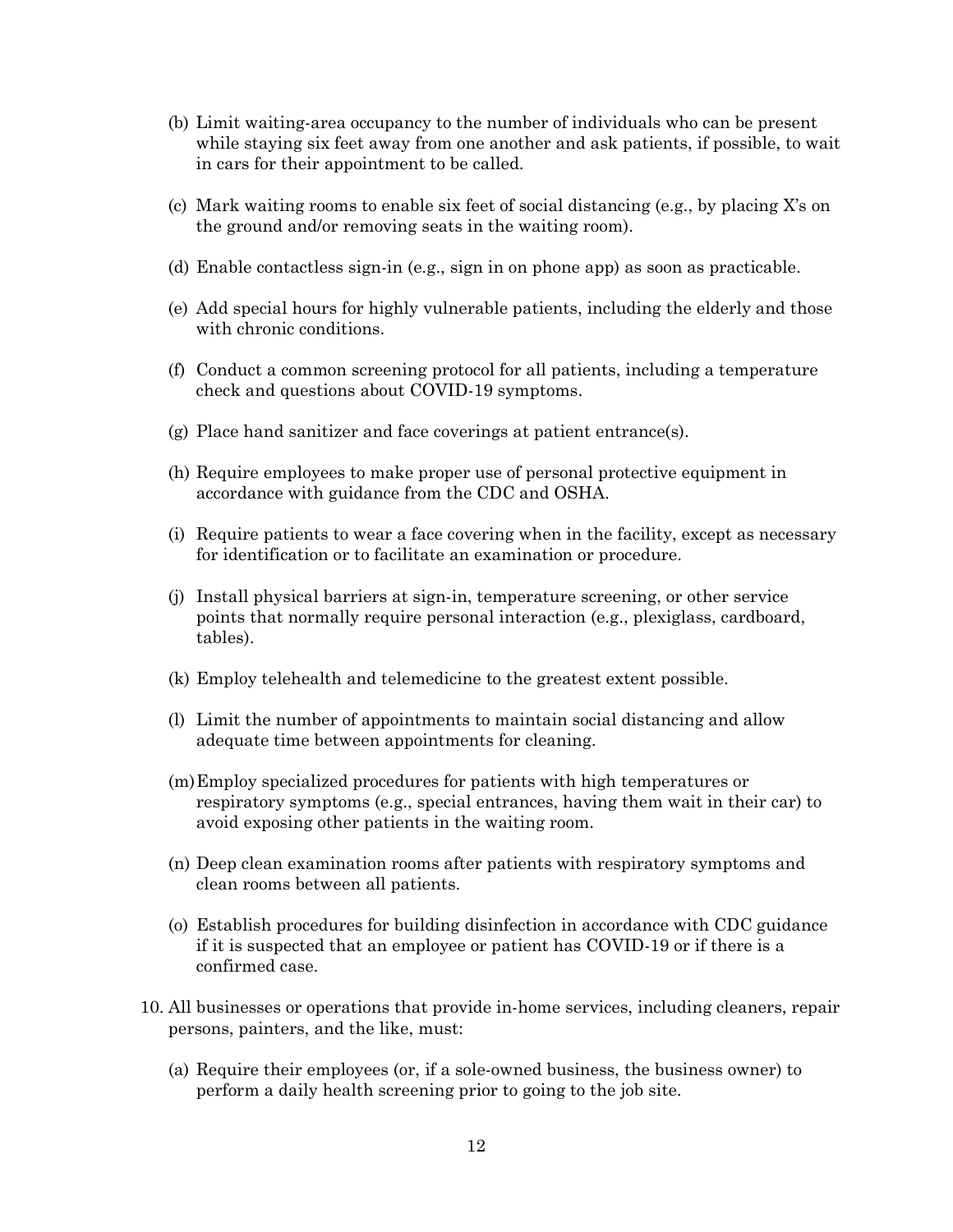(b) Limit waiting-area occupancy to the number of individuals who can be present while staying six feet away from one another and ask patients, if possible, to wait in cars for their appointment to be called.

(c) Mark waiting rooms to enable six feet of social distancing (e.g., by placing X's on the ground and/or removing seats in the waiting room).

(d) Enable contactless sign-in (e.g., sign in on phone app) as soon as practicable.

(e) Add special hours for highly vulnerable patients, including the elderly and those with chronic conditions.

(f) Conduct a common screening protocol for all patients, including a temperature check and questions about COVID-19 symptoms.

(g) Place hand sanitizer and face coverings at patient entrance(s).

(h) Require employees to make proper use of personal protective equipment in accordance with guidance from the CDC and OSHA.

(i) Require patients to wear a face covering when in the facility, except as necessary for identification or to facilitate an examination or procedure.

(j) Install physical barriers at sign-in, temperature screening, or other service points that normally require personal interaction (e.g., plexiglass, cardboard, tables).

(k) Employ telehealth and telemedicine to the greatest extent possible.

(l) Limit the number of appointments to maintain social distancing and allow adequate time between appointments for cleaning.

(m) Employ specialized procedures for patients with high temperatures or respiratory symptoms (e.g., special entrances, having them wait in their car) to avoid exposing other patients in the waiting room.

(n) Deep clean examination rooms after patients with respiratory symptoms and clean rooms between all patients.

(o) Establish procedures for building disinfection in accordance with CDC guidance if it is suspected that an employee or patient has COVID-19 or if there is a confirmed case.

10. All businesses or operations that provide in-home services, including cleaners, repair persons, painters, and the like, must:

    (a) Require their employees (or, if a sole-owned business, the business owner) to perform a daily health screening prior to going to the job site.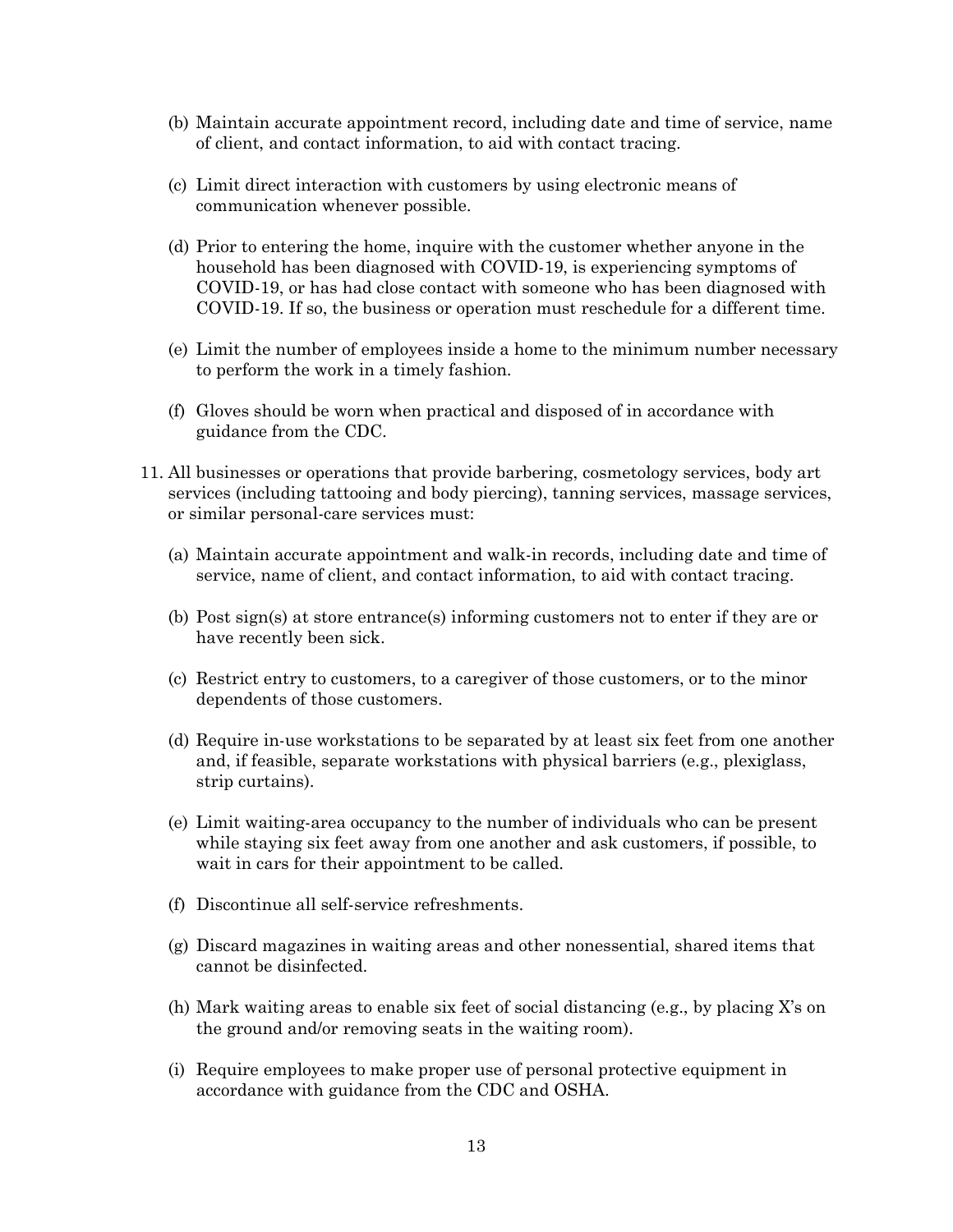(b) Maintain accurate appointment record, including date and time of service, name of client, and contact information, to aid with contact tracing.

(c) Limit direct interaction with customers by using electronic means of communication whenever possible.

(d) Prior to entering the home, inquire with the customer whether anyone in the household has been diagnosed with COVID-19, is experiencing symptoms of COVID-19, or has had close contact with someone who has been diagnosed with COVID-19. If so, the business or operation must reschedule for a different time.

(e) Limit the number of employees inside a home to the minimum number necessary to perform the work in a timely fashion.

(f) Gloves should be worn when practical and disposed of in accordance with guidance from the CDC.

11. All businesses or operations that provide barbering, cosmetology services, body art services (including tattooing and body piercing), tanning services, massage services, or similar personal-care services must:

    (a) Maintain accurate appointment and walk-in records, including date and time of service, name of client, and contact information, to aid with contact tracing.

    (b) Post sign(s) at store entrance(s) informing customers not to enter if they are or have recently been sick.

    (c) Restrict entry to customers, to a caregiver of those customers, or to the minor dependents of those customers.

    (d) Require in-use workstations to be separated by at least six feet from one another and, if feasible, separate workstations with physical barriers (e.g., plexiglass, strip curtains).

    (e) Limit waiting-area occupancy to the number of individuals who can be present while staying six feet away from one another and ask customers, if possible, to wait in cars for their appointment to be called.

    (f) Discontinue all self-service refreshments.

    (g) Discard magazines in waiting areas and other nonessential, shared items that cannot be disinfected.

    (h) Mark waiting areas to enable six feet of social distancing (e.g., by placing X's on the ground and/or removing seats in the waiting room).

    (i) Require employees to make proper use of personal protective equipment in accordance with guidance from the CDC and OSHA.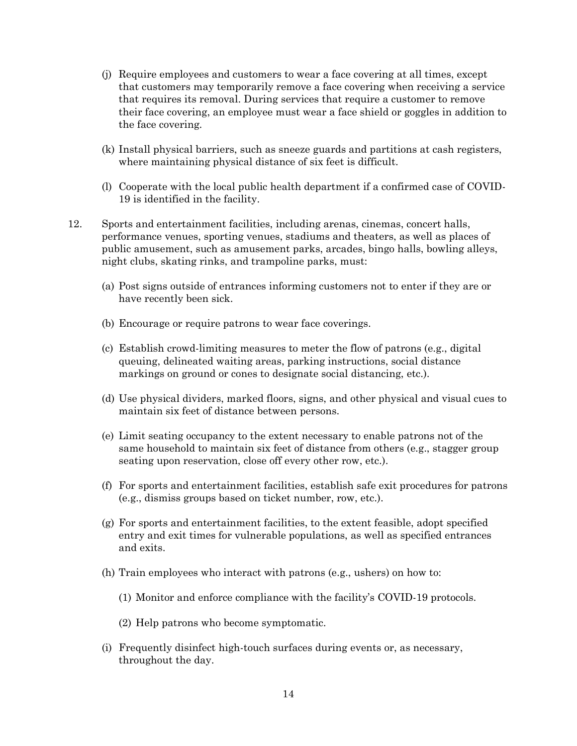(j) Require employees and customers to wear a face covering at all times, except that customers may temporarily remove a face covering when receiving a service that requires its removal. During services that require a customer to remove their face covering, an employee must wear a face shield or goggles in addition to the face covering.

(k) Install physical barriers, such as sneeze guards and partitions at cash registers, where maintaining physical distance of six feet is difficult.

(l) Cooperate with the local public health department if a confirmed case of COVID-19 is identified in the facility.

12. Sports and entertainment facilities, including arenas, cinemas, concert halls, performance venues, sporting venues, stadiums and theaters, as well as places of public amusement, such as amusement parks, arcades, bingo halls, bowling alleys, night clubs, skating rinks, and trampoline parks, must:

    (a) Post signs outside of entrances informing customers not to enter if they are or have recently been sick.

    (b) Encourage or require patrons to wear face coverings.

    (c) Establish crowd-limiting measures to meter the flow of patrons (e.g., digital queuing, delineated waiting areas, parking instructions, social distance markings on ground or cones to designate social distancing, etc.).

    (d) Use physical dividers, marked floors, signs, and other physical and visual cues to maintain six feet of distance between persons.

    (e) Limit seating occupancy to the extent necessary to enable patrons not of the same household to maintain six feet of distance from others (e.g., stagger group seating upon reservation, close off every other row, etc.).

    (f) For sports and entertainment facilities, establish safe exit procedures for patrons (e.g., dismiss groups based on ticket number, row, etc.).

    (g) For sports and entertainment facilities, to the extent feasible, adopt specified entry and exit times for vulnerable populations, as well as specified entrances and exits.

    (h) Train employees who interact with patrons (e.g., ushers) on how to:

        (1) Monitor and enforce compliance with the facility's COVID-19 protocols.

        (2) Help patrons who become symptomatic.

    (i) Frequently disinfect high-touch surfaces during events or, as necessary, throughout the day.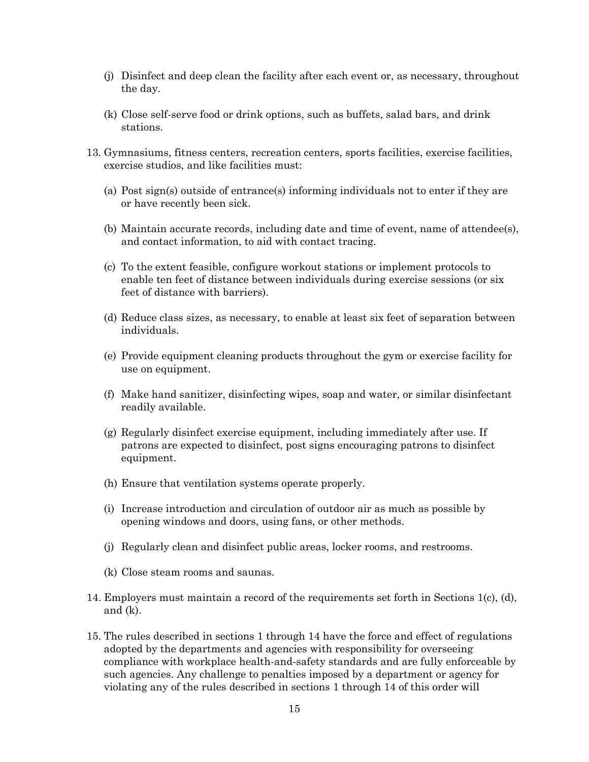(j) Disinfect and deep clean the facility after each event or, as necessary, throughout the day.

(k) Close self-serve food or drink options, such as buffets, salad bars, and drink stations.

13. Gymnasiums, fitness centers, recreation centers, sports facilities, exercise facilities, exercise studios, and like facilities must:

    (a) Post sign(s) outside of entrance(s) informing individuals not to enter if they are or have recently been sick.

    (b) Maintain accurate records, including date and time of event, name of attendee(s), and contact information, to aid with contact tracing.

    (c) To the extent feasible, configure workout stations or implement protocols to enable ten feet of distance between individuals during exercise sessions (or six feet of distance with barriers).

    (d) Reduce class sizes, as necessary, to enable at least six feet of separation between individuals.

    (e) Provide equipment cleaning products throughout the gym or exercise facility for use on equipment.

    (f) Make hand sanitizer, disinfecting wipes, soap and water, or similar disinfectant readily available.

    (g) Regularly disinfect exercise equipment, including immediately after use. If patrons are expected to disinfect, post signs encouraging patrons to disinfect equipment.

    (h) Ensure that ventilation systems operate properly.

    (i) Increase introduction and circulation of outdoor air as much as possible by opening windows and doors, using fans, or other methods.

    (j) Regularly clean and disinfect public areas, locker rooms, and restrooms.

    (k) Close steam rooms and saunas.

14. Employers must maintain a record of the requirements set forth in Sections 1(c), (d), and (k).

15. The rules described in sections 1 through 14 have the force and effect of regulations adopted by the departments and agencies with responsibility for overseeing compliance with workplace health-and-safety standards and are fully enforceable by such agencies. Any challenge to penalties imposed by a department or agency for violating any of the rules described in sections 1 through 14 of this order will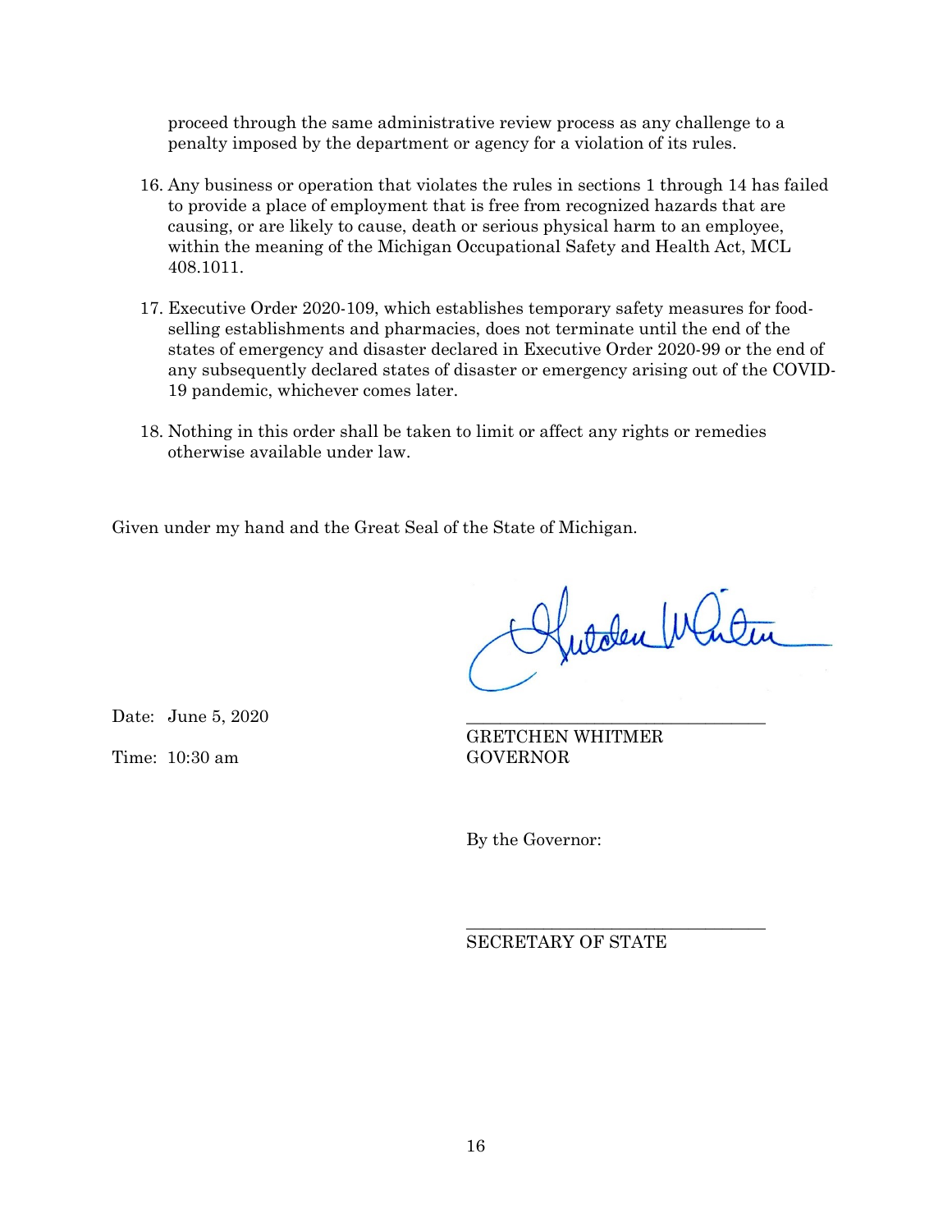proceed through the same administrative review process as any challenge to a penalty imposed by the department or agency for a violation of its rules.

16. Any business or operation that violates the rules in sections 1 through 14 has failed to provide a place of employment that is free from recognized hazards that are causing, or are likely to cause, death or serious physical harm to an employee, within the meaning of the Michigan Occupational Safety and Health Act, MCL 408.1011.

17. Executive Order 2020-109, which establishes temporary safety measures for food-selling establishments and pharmacies, does not terminate until the end of the states of emergency and disaster declared in Executive Order 2020-99 or the end of any subsequently declared states of disaster or emergency arising out of the COVID-19 pandemic, whichever comes later.

18. Nothing in this order shall be taken to limit or affect any rights or remedies otherwise available under law.

Given under my hand and the Great Seal of the State of Michigan.

Date: June 5, 2020

Time: 10:30 am

\_\_\_\_\_\_\_\_\_\_\_\_\_\_\_\_\_\_\_\_\_\_\_\_\_\_\_\_\_\_\_\_\_\_

GRETCHEN WHITMER
GOVERNOR

By the Governor:

\_\_\_\_\_\_\_\_\_\_\_\_\_\_\_\_\_\_\_\_\_\_\_\_\_\_\_\_\_\_\_\_\_\_

SECRETARY OF STATE